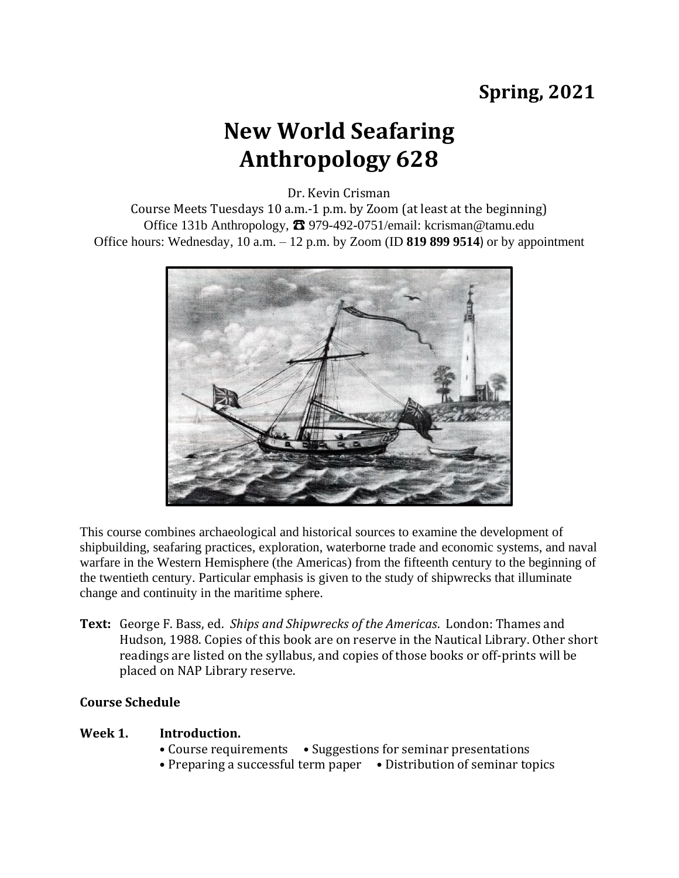**Spring, 2021**

# New World Seafaring
# Anthropology 628

Dr. Kevin Crisman

Course Meets Tuesdays 10 a.m.-1 p.m. by Zoom (at least at the beginning)

Office 131b Anthropology, ☎ 979-492-0751/email: kcrisman@tamu.edu

Office hours: Wednesday, 10 a.m. – 12 p.m. by Zoom (ID **819 899 9514**) or by appointment

This course combines archaeological and historical sources to examine the development of shipbuilding, seafaring practices, exploration, waterborne trade and economic systems, and naval warfare in the Western Hemisphere (the Americas) from the fifteenth century to the beginning of the twentieth century. Particular emphasis is given to the study of shipwrecks that illuminate change and continuity in the maritime sphere.

**Text:** George F. Bass, ed. *Ships and Shipwrecks of the Americas*. London: Thames and Hudson, 1988. Copies of this book are on reserve in the Nautical Library. Other short readings are listed on the syllabus, and copies of those books or off-prints will be placed on NAP Library reserve.

**Course Schedule**

**Week 1. Introduction.**

- Course requirements
- Suggestions for seminar presentations
- Preparing a successful term paper
- Distribution of seminar topics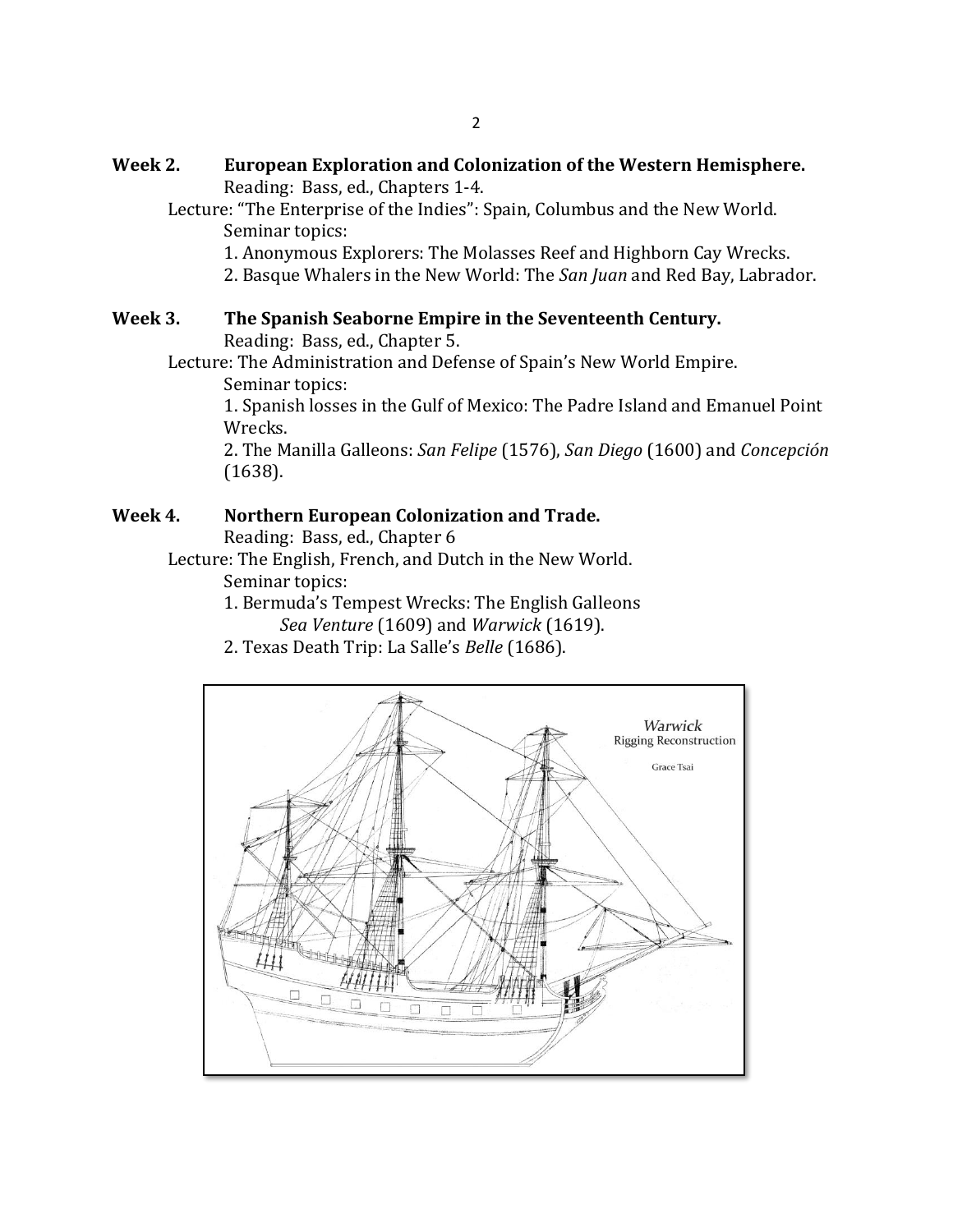## Week 2. European Exploration and Colonization of the Western Hemisphere.

Reading: Bass, ed., Chapters 1-4.

Lecture: "The Enterprise of the Indies": Spain, Columbus and the New World.

Seminar topics:

1. Anonymous Explorers: The Molasses Reef and Highborn Cay Wrecks.
2. Basque Whalers in the New World: The *San Juan* and Red Bay, Labrador.

## Week 3. The Spanish Seaborne Empire in the Seventeenth Century.

Reading: Bass, ed., Chapter 5.

Lecture: The Administration and Defense of Spain's New World Empire.

Seminar topics:

1. Spanish losses in the Gulf of Mexico: The Padre Island and Emanuel Point Wrecks.
2. The Manilla Galleons: *San Felipe* (1576), *San Diego* (1600) and *Concepción* (1638).

## Week 4. Northern European Colonization and Trade.

Reading: Bass, ed., Chapter 6

Lecture: The English, French, and Dutch in the New World.

Seminar topics:

1. Bermuda's Tempest Wrecks: The English Galleons *Sea Venture* (1609) and *Warwick* (1619).
2. Texas Death Trip: La Salle's *Belle* (1686).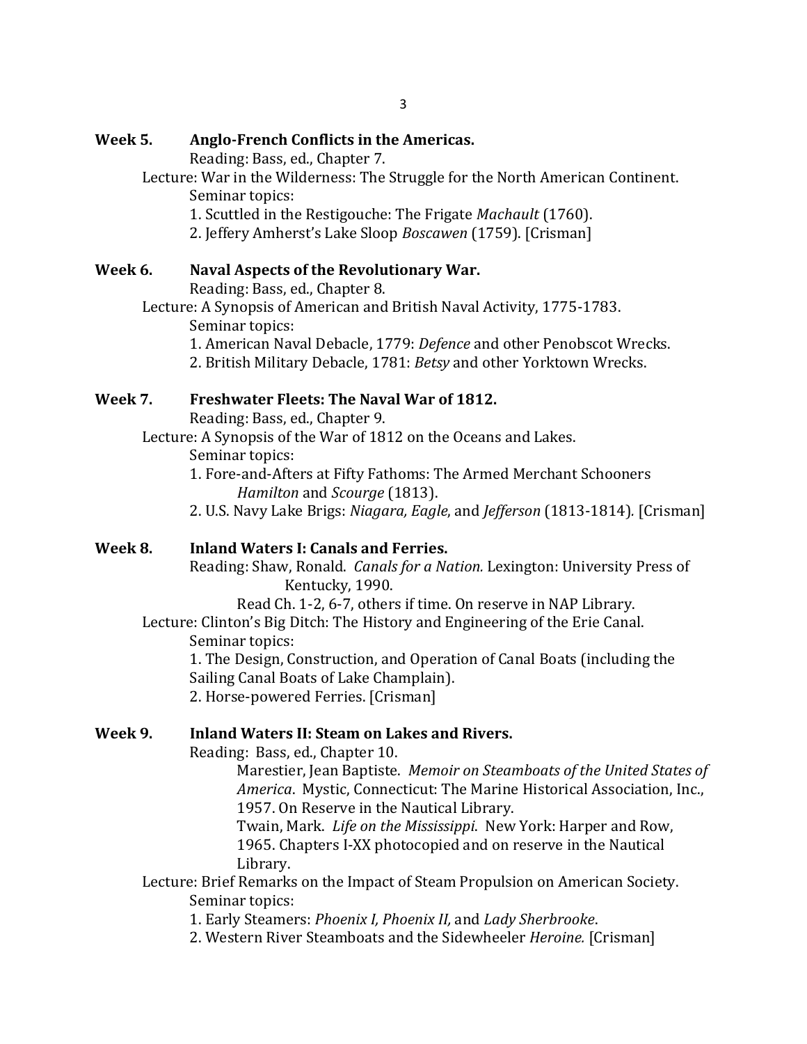**Week 5. Anglo-French Conflicts in the Americas.**

Reading: Bass, ed., Chapter 7.

Lecture: War in the Wilderness: The Struggle for the North American Continent.

Seminar topics:

1. Scuttled in the Restigouche: The Frigate *Machault* (1760).
2. Jeffery Amherst's Lake Sloop *Boscawen* (1759). [Crisman]

**Week 6. Naval Aspects of the Revolutionary War.**

Reading: Bass, ed., Chapter 8.

Lecture: A Synopsis of American and British Naval Activity, 1775-1783.

Seminar topics:

1. American Naval Debacle, 1779: *Defence* and other Penobscot Wrecks.
2. British Military Debacle, 1781: *Betsy* and other Yorktown Wrecks.

**Week 7. Freshwater Fleets: The Naval War of 1812.**

Reading: Bass, ed., Chapter 9.

Lecture: A Synopsis of the War of 1812 on the Oceans and Lakes.

Seminar topics:

1. Fore-and-Afters at Fifty Fathoms: The Armed Merchant Schooners *Hamilton* and *Scourge* (1813).
2. U.S. Navy Lake Brigs: *Niagara, Eagle*, and *Jefferson* (1813-1814). [Crisman]

**Week 8. Inland Waters I: Canals and Ferries.**

Reading: Shaw, Ronald. *Canals for a Nation.* Lexington: University Press of Kentucky, 1990.

Read Ch. 1-2, 6-7, others if time. On reserve in NAP Library.

Lecture: Clinton's Big Ditch: The History and Engineering of the Erie Canal.

Seminar topics:

1. The Design, Construction, and Operation of Canal Boats (including the Sailing Canal Boats of Lake Champlain).
2. Horse-powered Ferries. [Crisman]

**Week 9. Inland Waters II: Steam on Lakes and Rivers.**

Reading: Bass, ed., Chapter 10.

Marestier, Jean Baptiste. *Memoir on Steamboats of the United States of America*. Mystic, Connecticut: The Marine Historical Association, Inc., 1957. On Reserve in the Nautical Library.

Twain, Mark. *Life on the Mississippi*. New York: Harper and Row, 1965. Chapters I-XX photocopied and on reserve in the Nautical Library.

Lecture: Brief Remarks on the Impact of Steam Propulsion on American Society.

Seminar topics:

1. Early Steamers: *Phoenix I, Phoenix II,* and *Lady Sherbrooke*.
2. Western River Steamboats and the Sidewheeler *Heroine.* [Crisman]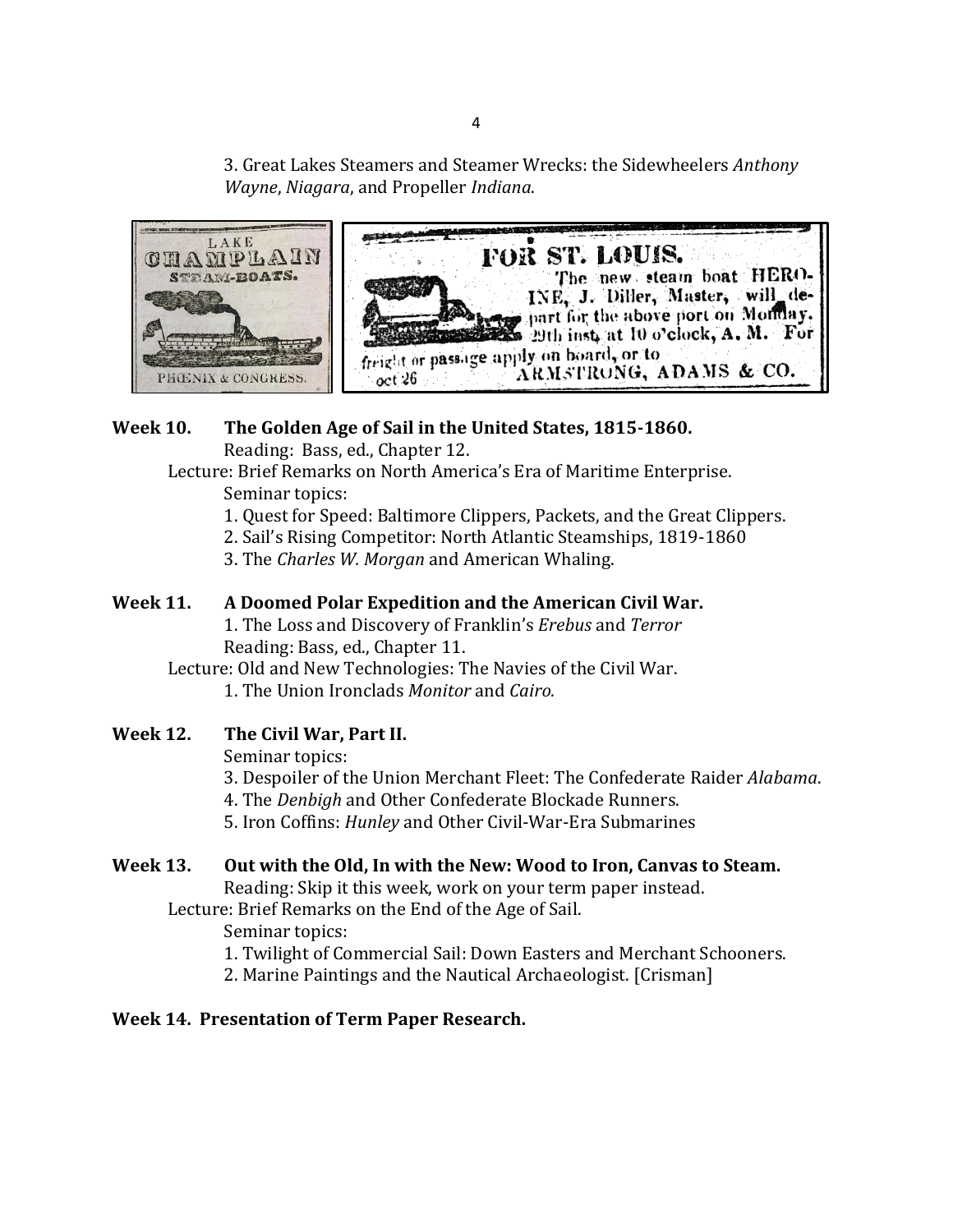3. Great Lakes Steamers and Steamer Wrecks: the Sidewheelers *Anthony Wayne*, *Niagara*, and Propeller *Indiana*.

**Week 10. The Golden Age of Sail in the United States, 1815-1860.**

Reading: Bass, ed., Chapter 12.

Lecture: Brief Remarks on North America's Era of Maritime Enterprise.

Seminar topics:

1. Quest for Speed: Baltimore Clippers, Packets, and the Great Clippers.
2. Sail's Rising Competitor: North Atlantic Steamships, 1819-1860
3. The *Charles W. Morgan* and American Whaling.

**Week 11. A Doomed Polar Expedition and the American Civil War.**

1. The Loss and Discovery of Franklin's *Erebus* and *Terror*

Reading: Bass, ed., Chapter 11.

Lecture: Old and New Technologies: The Navies of the Civil War.

1. The Union Ironclads *Monitor* and *Cairo.*

**Week 12. The Civil War, Part II.**

Seminar topics:

3. Despoiler of the Union Merchant Fleet: The Confederate Raider *Alabama*.
4. The *Denbigh* and Other Confederate Blockade Runners.
5. Iron Coffins: *Hunley* and Other Civil-War-Era Submarines

**Week 13. Out with the Old, In with the New: Wood to Iron, Canvas to Steam.**

Reading: Skip it this week, work on your term paper instead.

Lecture: Brief Remarks on the End of the Age of Sail.

Seminar topics:

1. Twilight of Commercial Sail: Down Easters and Merchant Schooners.
2. Marine Paintings and the Nautical Archaeologist. [Crisman]

**Week 14. Presentation of Term Paper Research.**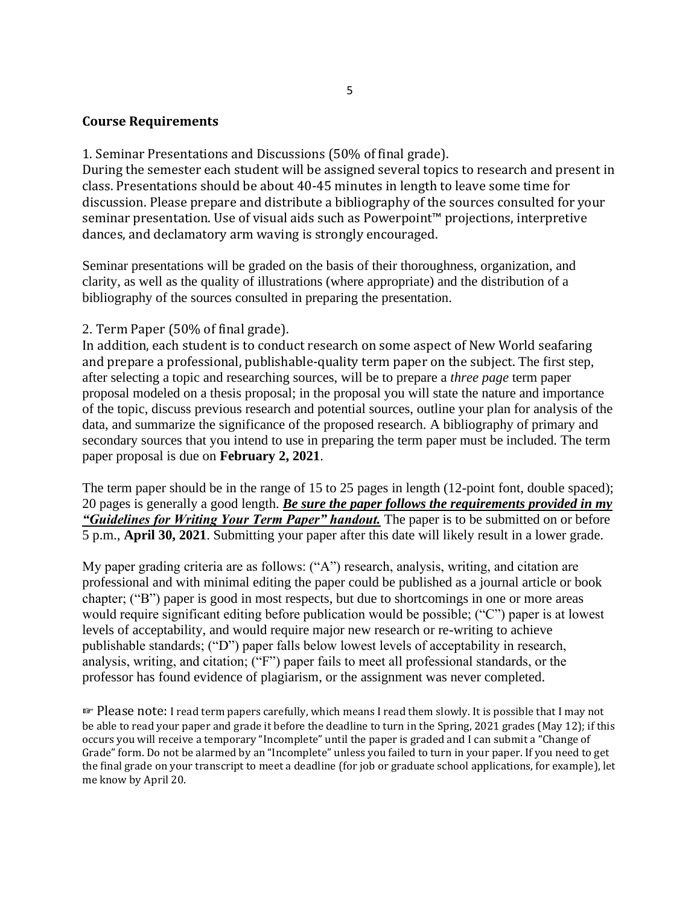**Course Requirements**

1. Seminar Presentations and Discussions (50% of final grade).
During the semester each student will be assigned several topics to research and present in class. Presentations should be about 40-45 minutes in length to leave some time for discussion. Please prepare and distribute a bibliography of the sources consulted for your seminar presentation. Use of visual aids such as Powerpoint™ projections, interpretive dances, and declamatory arm waving is strongly encouraged.

Seminar presentations will be graded on the basis of their thoroughness, organization, and clarity, as well as the quality of illustrations (where appropriate) and the distribution of a bibliography of the sources consulted in preparing the presentation.

2. Term Paper (50% of final grade).
In addition, each student is to conduct research on some aspect of New World seafaring and prepare a professional, publishable-quality term paper on the subject. The first step, after selecting a topic and researching sources, will be to prepare a *three page* term paper proposal modeled on a thesis proposal; in the proposal you will state the nature and importance of the topic, discuss previous research and potential sources, outline your plan for analysis of the data, and summarize the significance of the proposed research. A bibliography of primary and secondary sources that you intend to use in preparing the term paper must be included. The term paper proposal is due on **February 2, 2021**.

The term paper should be in the range of 15 to 25 pages in length (12-point font, double spaced); 20 pages is generally a good length. ***Be sure the paper follows the requirements provided in my "Guidelines for Writing Your Term Paper" handout.*** The paper is to be submitted on or before 5 p.m., **April 30, 2021**. Submitting your paper after this date will likely result in a lower grade.

My paper grading criteria are as follows: ("A") research, analysis, writing, and citation are professional and with minimal editing the paper could be published as a journal article or book chapter; ("B") paper is good in most respects, but due to shortcomings in one or more areas would require significant editing before publication would be possible; ("C") paper is at lowest levels of acceptability, and would require major new research or re-writing to achieve publishable standards; ("D") paper falls below lowest levels of acceptability in research, analysis, writing, and citation; ("F") paper fails to meet all professional standards, or the professor has found evidence of plagiarism, or the assignment was never completed.

☞ Please note: I read term papers carefully, which means I read them slowly. It is possible that I may not be able to read your paper and grade it before the deadline to turn in the Spring, 2021 grades (May 12); if this occurs you will receive a temporary "Incomplete" until the paper is graded and I can submit a "Change of Grade" form. Do not be alarmed by an "Incomplete" unless you failed to turn in your paper. If you need to get the final grade on your transcript to meet a deadline (for job or graduate school applications, for example), let me know by April 20.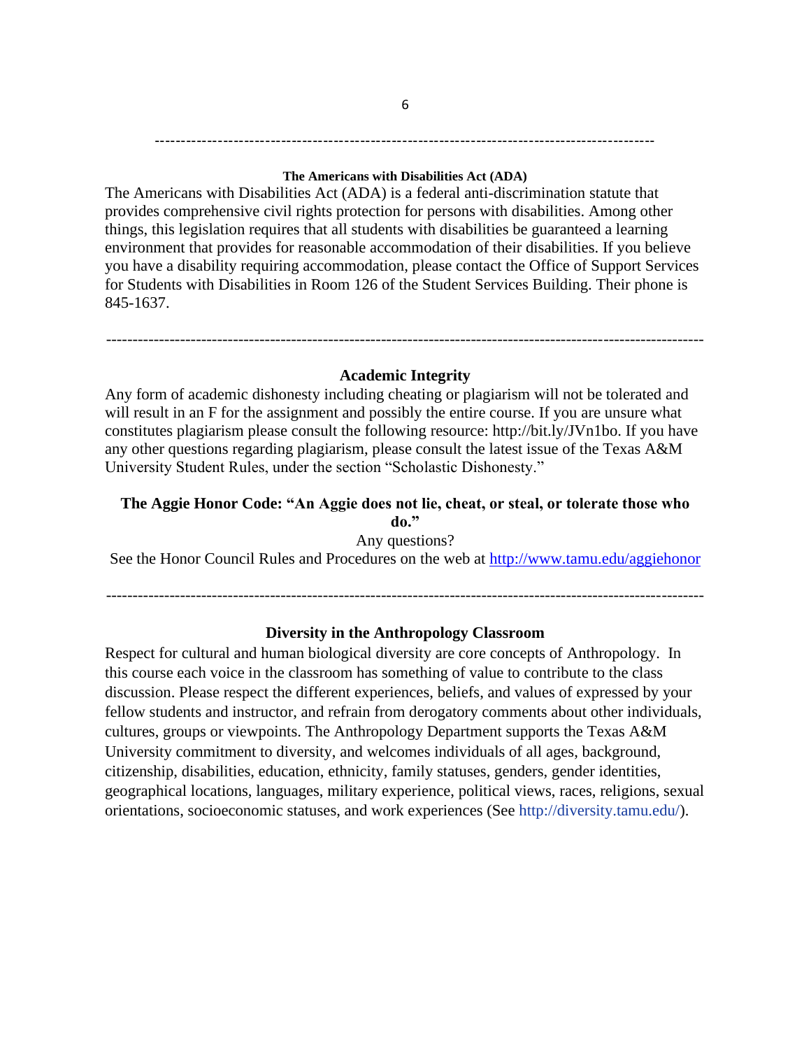---

### The Americans with Disabilities Act (ADA)

The Americans with Disabilities Act (ADA) is a federal anti-discrimination statute that provides comprehensive civil rights protection for persons with disabilities. Among other things, this legislation requires that all students with disabilities be guaranteed a learning environment that provides for reasonable accommodation of their disabilities. If you believe you have a disability requiring accommodation, please contact the Office of Support Services for Students with Disabilities in Room 126 of the Student Services Building. Their phone is 845-1637.

---

### Academic Integrity

Any form of academic dishonesty including cheating or plagiarism will not be tolerated and will result in an F for the assignment and possibly the entire course. If you are unsure what constitutes plagiarism please consult the following resource: http://bit.ly/JVn1bo. If you have any other questions regarding plagiarism, please consult the latest issue of the Texas A&M University Student Rules, under the section "Scholastic Dishonesty."

**The Aggie Honor Code: "An Aggie does not lie, cheat, or steal, or tolerate those who do."**

Any questions?

See the Honor Council Rules and Procedures on the web at http://www.tamu.edu/aggiehonor

---

### Diversity in the Anthropology Classroom

Respect for cultural and human biological diversity are core concepts of Anthropology. In this course each voice in the classroom has something of value to contribute to the class discussion. Please respect the different experiences, beliefs, and values of expressed by your fellow students and instructor, and refrain from derogatory comments about other individuals, cultures, groups or viewpoints. The Anthropology Department supports the Texas A&M University commitment to diversity, and welcomes individuals of all ages, background, citizenship, disabilities, education, ethnicity, family statuses, genders, gender identities, geographical locations, languages, military experience, political views, races, religions, sexual orientations, socioeconomic statuses, and work experiences (See http://diversity.tamu.edu/).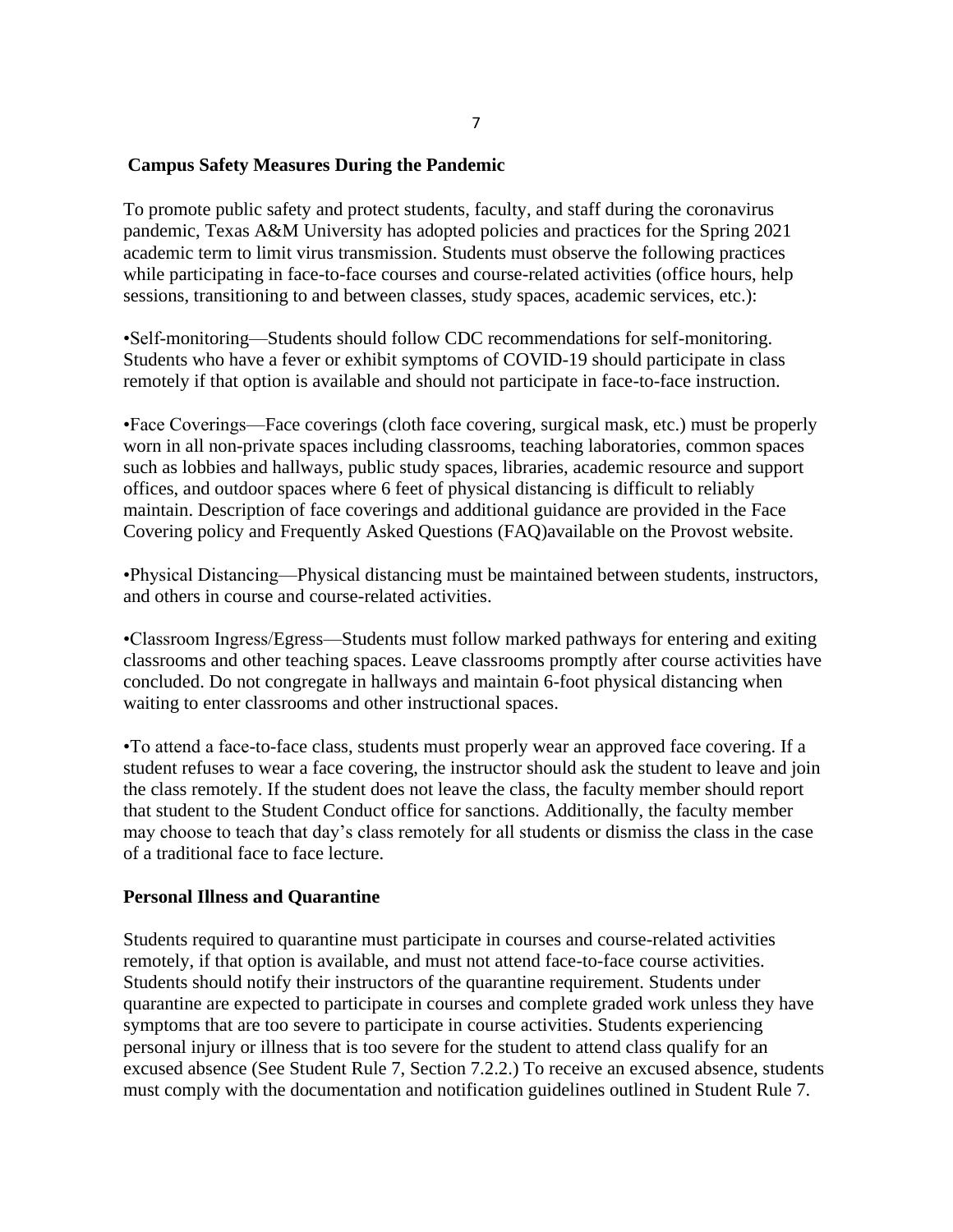**Campus Safety Measures During the Pandemic**

To promote public safety and protect students, faculty, and staff during the coronavirus pandemic, Texas A&M University has adopted policies and practices for the Spring 2021 academic term to limit virus transmission. Students must observe the following practices while participating in face-to-face courses and course-related activities (office hours, help sessions, transitioning to and between classes, study spaces, academic services, etc.):

•Self-monitoring—Students should follow CDC recommendations for self-monitoring. Students who have a fever or exhibit symptoms of COVID-19 should participate in class remotely if that option is available and should not participate in face-to-face instruction.

•Face Coverings—Face coverings (cloth face covering, surgical mask, etc.) must be properly worn in all non-private spaces including classrooms, teaching laboratories, common spaces such as lobbies and hallways, public study spaces, libraries, academic resource and support offices, and outdoor spaces where 6 feet of physical distancing is difficult to reliably maintain. Description of face coverings and additional guidance are provided in the Face Covering policy and Frequently Asked Questions (FAQ)available on the Provost website.

•Physical Distancing—Physical distancing must be maintained between students, instructors, and others in course and course-related activities.

•Classroom Ingress/Egress—Students must follow marked pathways for entering and exiting classrooms and other teaching spaces. Leave classrooms promptly after course activities have concluded. Do not congregate in hallways and maintain 6-foot physical distancing when waiting to enter classrooms and other instructional spaces.

•To attend a face-to-face class, students must properly wear an approved face covering. If a student refuses to wear a face covering, the instructor should ask the student to leave and join the class remotely. If the student does not leave the class, the faculty member should report that student to the Student Conduct office for sanctions. Additionally, the faculty member may choose to teach that day's class remotely for all students or dismiss the class in the case of a traditional face to face lecture.

**Personal Illness and Quarantine**

Students required to quarantine must participate in courses and course-related activities remotely, if that option is available, and must not attend face-to-face course activities. Students should notify their instructors of the quarantine requirement. Students under quarantine are expected to participate in courses and complete graded work unless they have symptoms that are too severe to participate in course activities. Students experiencing personal injury or illness that is too severe for the student to attend class qualify for an excused absence (See Student Rule 7, Section 7.2.2.) To receive an excused absence, students must comply with the documentation and notification guidelines outlined in Student Rule 7.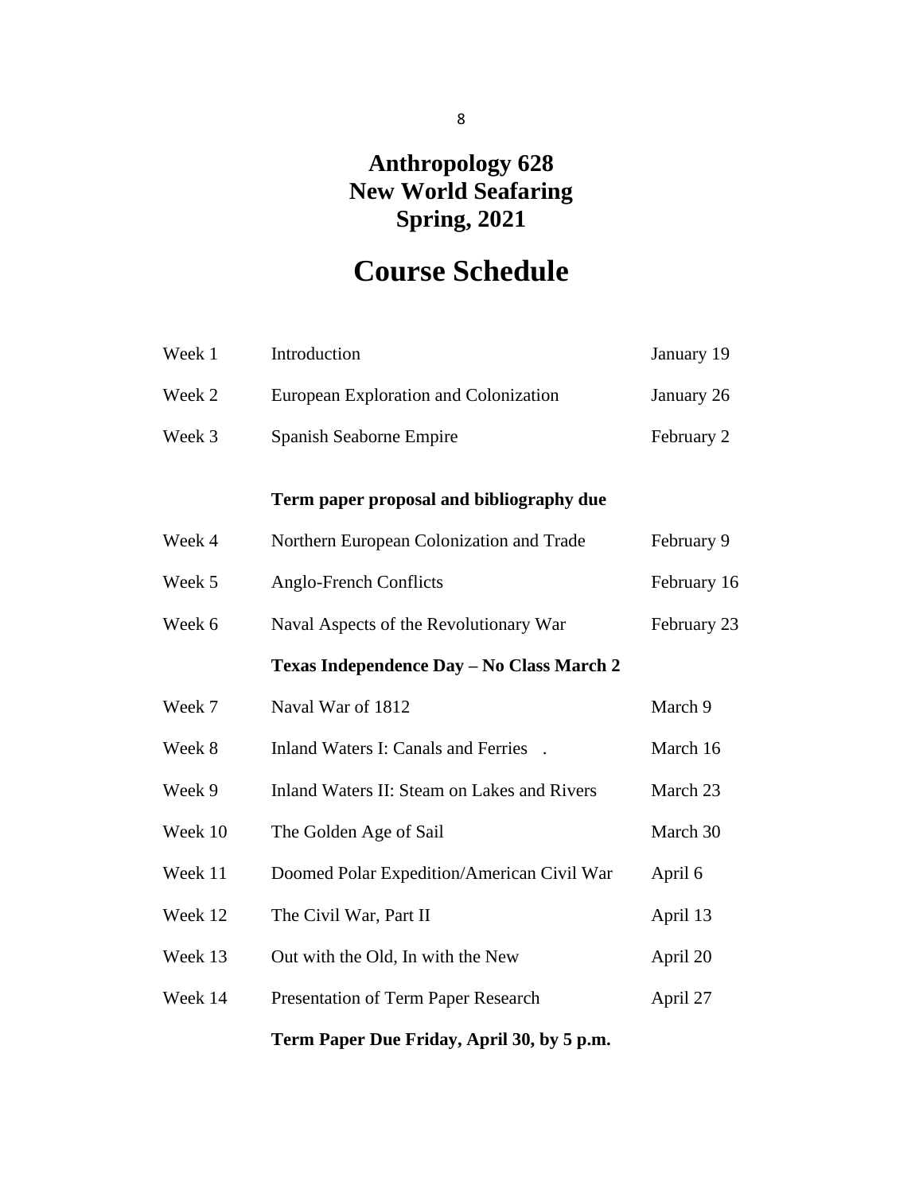# Anthropology 628
# New World Seafaring
# Spring, 2021

## Course Schedule

| | | |
|---|---|---|
| Week 1 | Introduction | January 19 |
| Week 2 | European Exploration and Colonization | January 26 |
| Week 3 | Spanish Seaborne Empire | February 2 |
| | **Term paper proposal and bibliography due** | |
| Week 4 | Northern European Colonization and Trade | February 9 |
| Week 5 | Anglo-French Conflicts | February 16 |
| Week 6 | Naval Aspects of the Revolutionary War | February 23 |
| | **Texas Independence Day – No Class March 2** | |
| Week 7 | Naval War of 1812 | March 9 |
| Week 8 | Inland Waters I: Canals and Ferries . | March 16 |
| Week 9 | Inland Waters II: Steam on Lakes and Rivers | March 23 |
| Week 10 | The Golden Age of Sail | March 30 |
| Week 11 | Doomed Polar Expedition/American Civil War | April 6 |
| Week 12 | The Civil War, Part II | April 13 |
| Week 13 | Out with the Old, In with the New | April 20 |
| Week 14 | Presentation of Term Paper Research | April 27 |
| | **Term Paper Due Friday, April 30, by 5 p.m.** | |